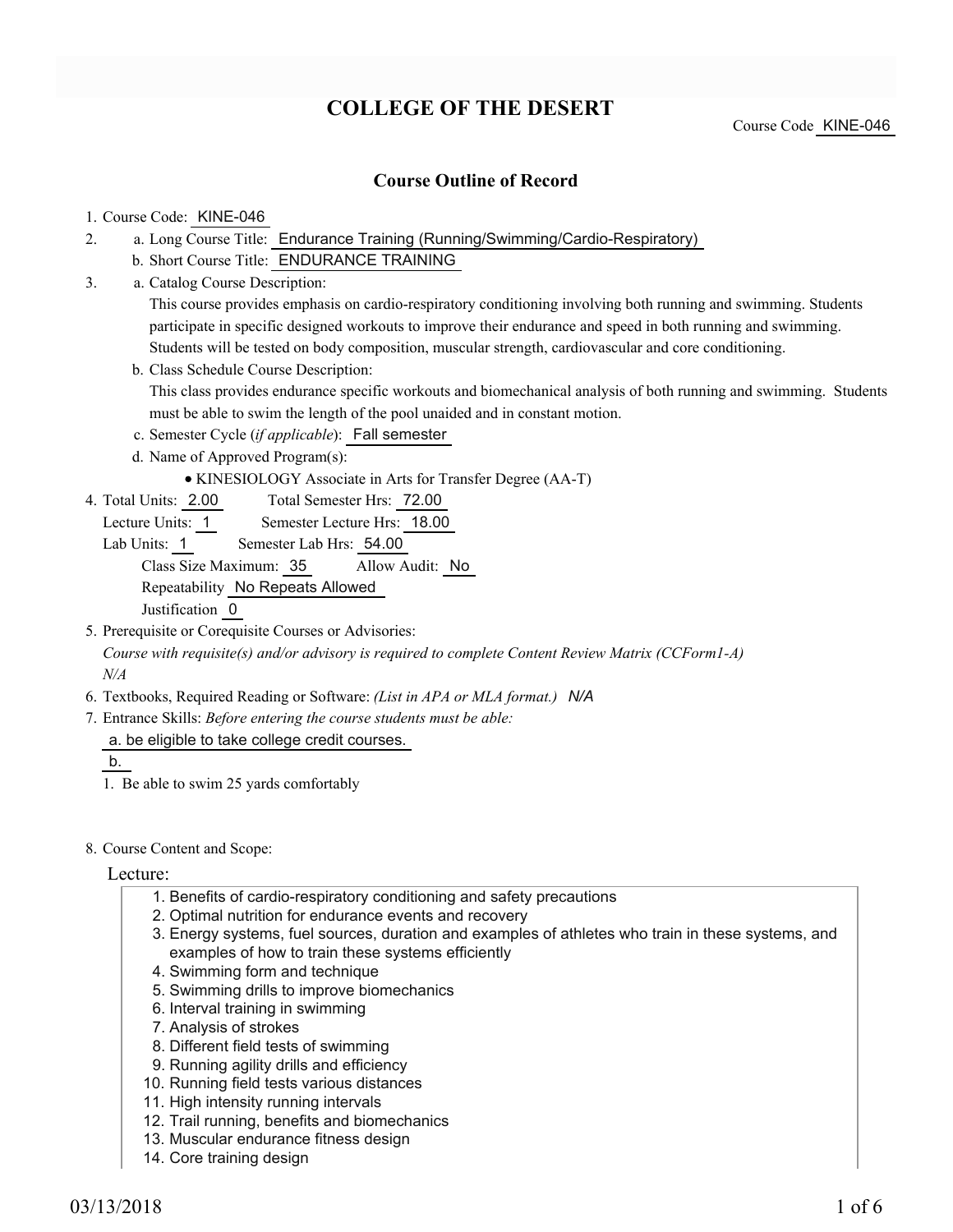# COLLEGE OF THE DESERT

Course Code KINE-046

## Course Outline of Record

1. Course Code: KINE-046
2. a. Long Course Title: Endurance Training (Running/Swimming/Cardio-Respiratory)
   b. Short Course Title: ENDURANCE TRAINING
3. a. Catalog Course Description:
   This course provides emphasis on cardio-respiratory conditioning involving both running and swimming. Students participate in specific designed workouts to improve their endurance and speed in both running and swimming. Students will be tested on body composition, muscular strength, cardiovascular and core conditioning.
   b. Class Schedule Course Description:
   This class provides endurance specific workouts and biomechanical analysis of both running and swimming. Students must be able to swim the length of the pool unaided and in constant motion.
   c. Semester Cycle (*if applicable*): Fall semester
   d. Name of Approved Program(s):
   - KINESIOLOGY Associate in Arts for Transfer Degree (AA-T)
4. Total Units: 2.00 Total Semester Hrs: 72.00
   Lecture Units: 1 Semester Lecture Hrs: 18.00
   Lab Units: 1 Semester Lab Hrs: 54.00
   Class Size Maximum: 35 Allow Audit: No
   Repeatability No Repeats Allowed
   Justification 0
5. Prerequisite or Corequisite Courses or Advisories:
   *Course with requisite(s) and/or advisory is required to complete Content Review Matrix (CCForm1-A)*
   *N/A*
6. Textbooks, Required Reading or Software: *(List in APA or MLA format.)* *N/A*
7. Entrance Skills: *Before entering the course students must be able:*
   a. be eligible to take college credit courses.
   b.
   1. Be able to swim 25 yards comfortably
8. Course Content and Scope:

Lecture:

1. Benefits of cardio-respiratory conditioning and safety precautions
2. Optimal nutrition for endurance events and recovery
3. Energy systems, fuel sources, duration and examples of athletes who train in these systems, and examples of how to train these systems efficiently
4. Swimming form and technique
5. Swimming drills to improve biomechanics
6. Interval training in swimming
7. Analysis of strokes
8. Different field tests of swimming
9. Running agility drills and efficiency
10. Running field tests various distances
11. High intensity running intervals
12. Trail running, benefits and biomechanics
13. Muscular endurance fitness design
14. Core training design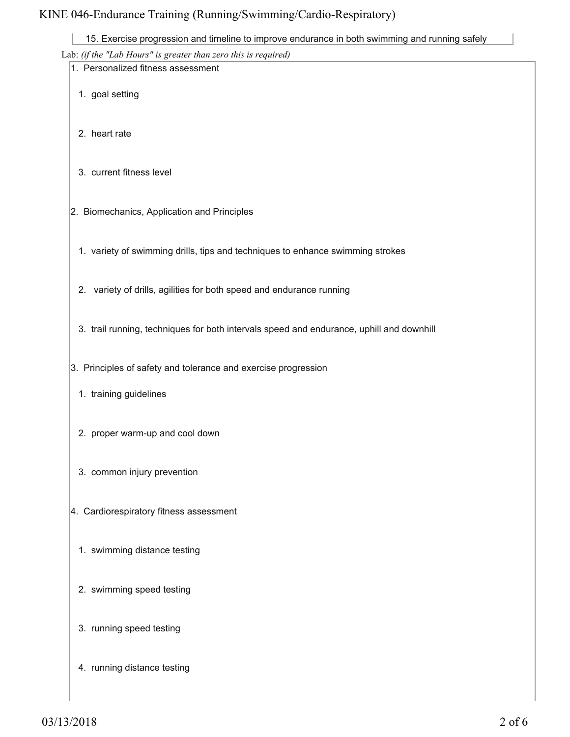15. Exercise progression and timeline to improve endurance in both swimming and running safely

Lab: *(if the "Lab Hours" is greater than zero this is required)*

1. Personalized fitness assessment
    1. goal setting
    2. heart rate
    3. current fitness level
2. Biomechanics, Application and Principles
    1. variety of swimming drills, tips and techniques to enhance swimming strokes
    2. variety of drills, agilities for both speed and endurance running
    3. trail running, techniques for both intervals speed and endurance, uphill and downhill
3. Principles of safety and tolerance and exercise progression
    1. training guidelines
    2. proper warm-up and cool down
    3. common injury prevention
4. Cardiorespiratory fitness assessment
    1. swimming distance testing
    2. swimming speed testing
    3. running speed testing
    4. running distance testing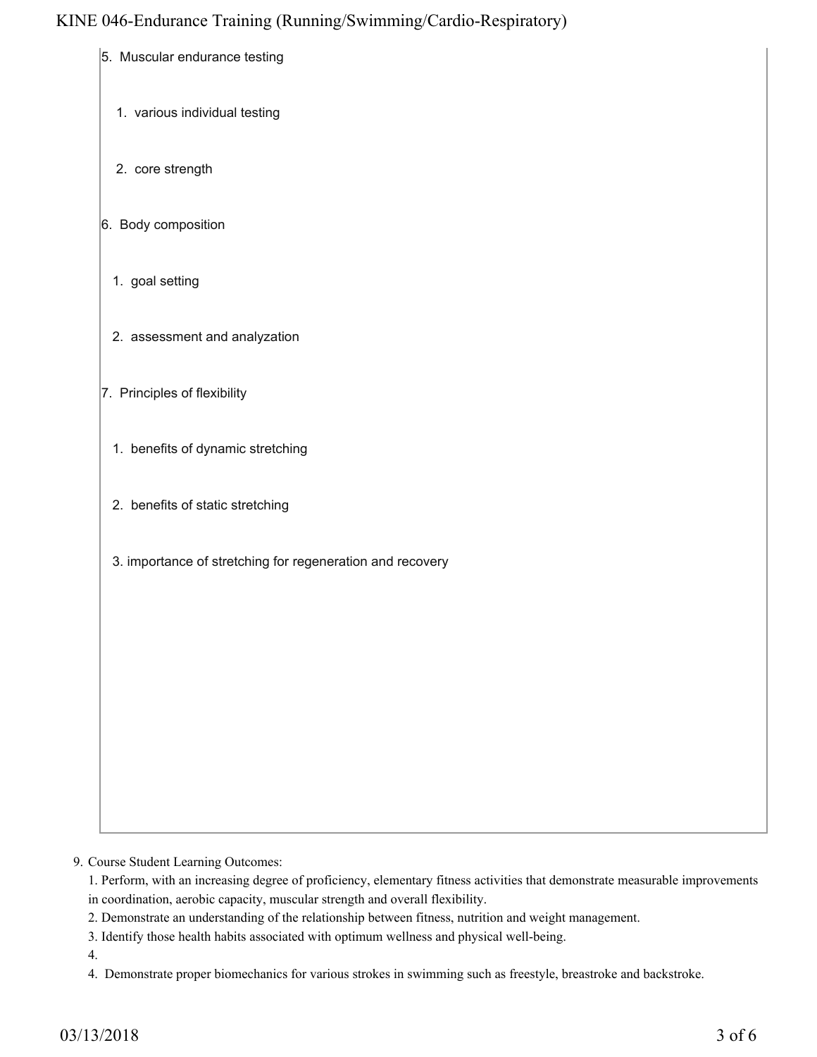5. Muscular endurance testing

    1. various individual testing

    2. core strength

6. Body composition

    1. goal setting

    2. assessment and analyzation

7. Principles of flexibility

    1. benefits of dynamic stretching

    2. benefits of static stretching

    3. importance of stretching for regeneration and recovery

9. Course Student Learning Outcomes:

   1. Perform, with an increasing degree of proficiency, elementary fitness activities that demonstrate measurable improvements in coordination, aerobic capacity, muscular strength and overall flexibility.

   2. Demonstrate an understanding of the relationship between fitness, nutrition and weight management.

   3. Identify those health habits associated with optimum wellness and physical well-being.

   4.

   4. Demonstrate proper biomechanics for various strokes in swimming such as freestyle, breastroke and backstroke.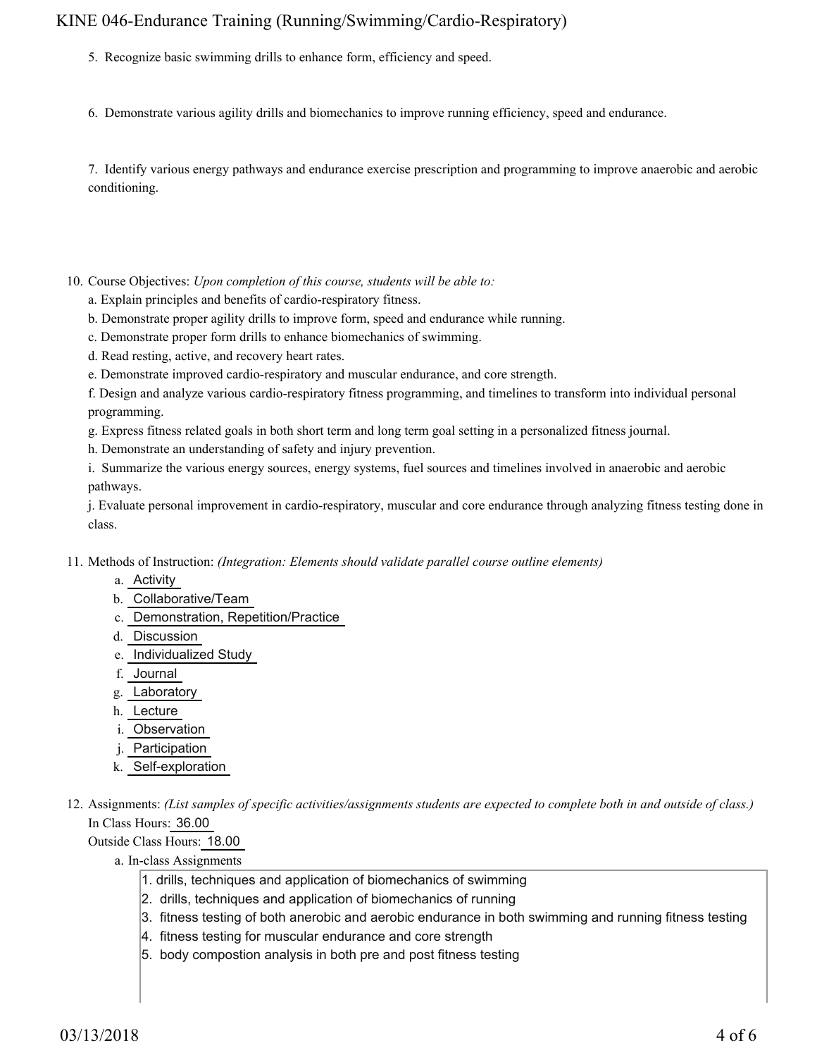5. Recognize basic swimming drills to enhance form, efficiency and speed.

6. Demonstrate various agility drills and biomechanics to improve running efficiency, speed and endurance.

7. Identify various energy pathways and endurance exercise prescription and programming to improve anaerobic and aerobic conditioning.

10. Course Objectives: *Upon completion of this course, students will be able to:*

a. Explain principles and benefits of cardio-respiratory fitness.
b. Demonstrate proper agility drills to improve form, speed and endurance while running.
c. Demonstrate proper form drills to enhance biomechanics of swimming.
d. Read resting, active, and recovery heart rates.
e. Demonstrate improved cardio-respiratory and muscular endurance, and core strength.
f. Design and analyze various cardio-respiratory fitness programming, and timelines to transform into individual personal programming.
g. Express fitness related goals in both short term and long term goal setting in a personalized fitness journal.
h. Demonstrate an understanding of safety and injury prevention.
i. Summarize the various energy sources, energy systems, fuel sources and timelines involved in anaerobic and aerobic pathways.
j. Evaluate personal improvement in cardio-respiratory, muscular and core endurance through analyzing fitness testing done in class.

11. Methods of Instruction: *(Integration: Elements should validate parallel course outline elements)*

a. Activity
b. Collaborative/Team
c. Demonstration, Repetition/Practice
d. Discussion
e. Individualized Study
f. Journal
g. Laboratory
h. Lecture
i. Observation
j. Participation
k. Self-exploration

12. Assignments: *(List samples of specific activities/assignments students are expected to complete both in and outside of class.)*

In Class Hours: 36.00

Outside Class Hours: 18.00

a. In-class Assignments

1. drills, techniques and application of biomechanics of swimming
2. drills, techniques and application of biomechanics of running
3. fitness testing of both anerobic and aerobic endurance in both swimming and running fitness testing
4. fitness testing for muscular endurance and core strength
5. body compostion analysis in both pre and post fitness testing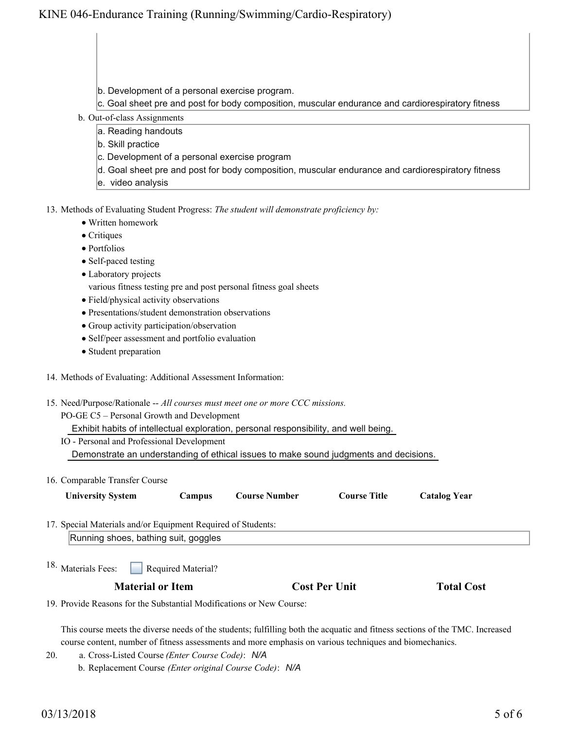b. Development of a personal exercise program.
c. Goal sheet pre and post for body composition, muscular endurance and cardiorespiratory fitness

b. Out-of-class Assignments

a. Reading handouts
b. Skill practice
c. Development of a personal exercise program
d. Goal sheet pre and post for body composition, muscular endurance and cardiorespiratory fitness
e. video analysis

13. Methods of Evaluating Student Progress: *The student will demonstrate proficiency by:*
    - Written homework
    - Critiques
    - Portfolios
    - Self-paced testing
    - Laboratory projects
      various fitness testing pre and post personal fitness goal sheets
    - Field/physical activity observations
    - Presentations/student demonstration observations
    - Group activity participation/observation
    - Self/peer assessment and portfolio evaluation
    - Student preparation

14. Methods of Evaluating: Additional Assessment Information:

15. Need/Purpose/Rationale -- *All courses must meet one or more CCC missions.*

    PO-GE C5 – Personal Growth and Development

    Exhibit habits of intellectual exploration, personal responsibility, and well being.

    IO - Personal and Professional Development

    Demonstrate an understanding of ethical issues to make sound judgments and decisions.

16. Comparable Transfer Course

| University System | Campus | Course Number | Course Title | Catalog Year |
|---|---|---|---|---|

17. Special Materials and/or Equipment Required of Students:

    Running shoes, bathing suit, goggles

18. Materials Fees: ☐ Required Material?

| Material or Item | Cost Per Unit | Total Cost |
|---|---|---|

19. Provide Reasons for the Substantial Modifications or New Course:

    This course meets the diverse needs of the students; fulfilling both the acquatic and fitness sections of the TMC. Increased course content, number of fitness assessments and more emphasis on various techniques and biomechanics.

20. a. Cross-Listed Course *(Enter Course Code)*: *N/A*

    b. Replacement Course *(Enter original Course Code)*: *N/A*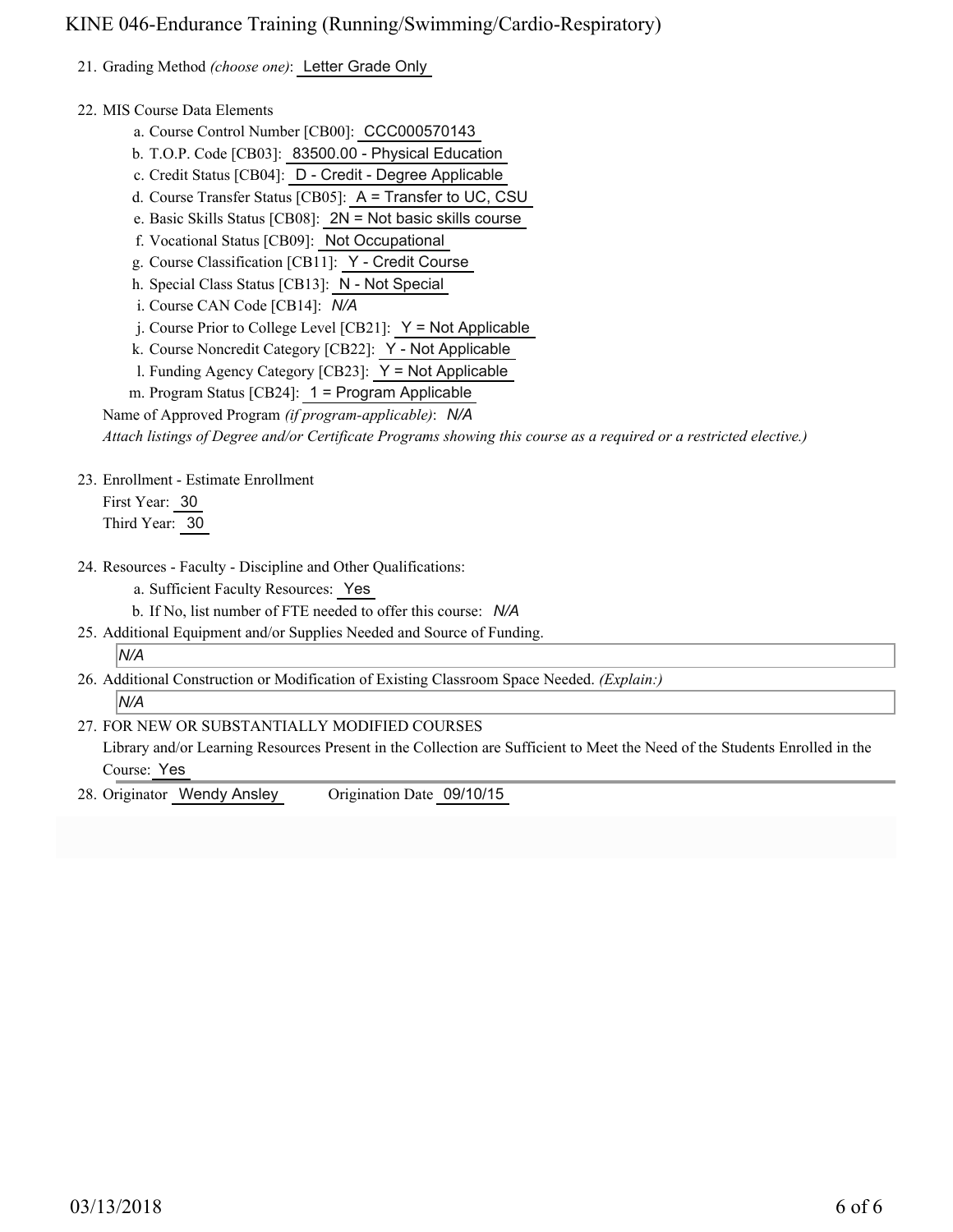21. Grading Method *(choose one)*: Letter Grade Only

22. MIS Course Data Elements
    a. Course Control Number [CB00]: CCC000570143
    b. T.O.P. Code [CB03]: 83500.00 - Physical Education
    c. Credit Status [CB04]: D - Credit - Degree Applicable
    d. Course Transfer Status [CB05]: A = Transfer to UC, CSU
    e. Basic Skills Status [CB08]: 2N = Not basic skills course
    f. Vocational Status [CB09]: Not Occupational
    g. Course Classification [CB11]: Y - Credit Course
    h. Special Class Status [CB13]: N - Not Special
    i. Course CAN Code [CB14]: *N/A*
    j. Course Prior to College Level [CB21]: Y = Not Applicable
    k. Course Noncredit Category [CB22]: Y - Not Applicable
    l. Funding Agency Category [CB23]: Y = Not Applicable
    m. Program Status [CB24]: 1 = Program Applicable

    Name of Approved Program *(if program-applicable)*: *N/A*

    *Attach listings of Degree and/or Certificate Programs showing this course as a required or a restricted elective.)*

23. Enrollment - Estimate Enrollment
    First Year: 30
    Third Year: 30

24. Resources - Faculty - Discipline and Other Qualifications:
    a. Sufficient Faculty Resources: Yes
    b. If No, list number of FTE needed to offer this course: *N/A*

25. Additional Equipment and/or Supplies Needed and Source of Funding.
    *N/A*

26. Additional Construction or Modification of Existing Classroom Space Needed. *(Explain:)*
    *N/A*

27. FOR NEW OR SUBSTANTIALLY MODIFIED COURSES
    Library and/or Learning Resources Present in the Collection are Sufficient to Meet the Need of the Students Enrolled in the Course: Yes

28. Originator Wendy Ansley Origination Date 09/10/15